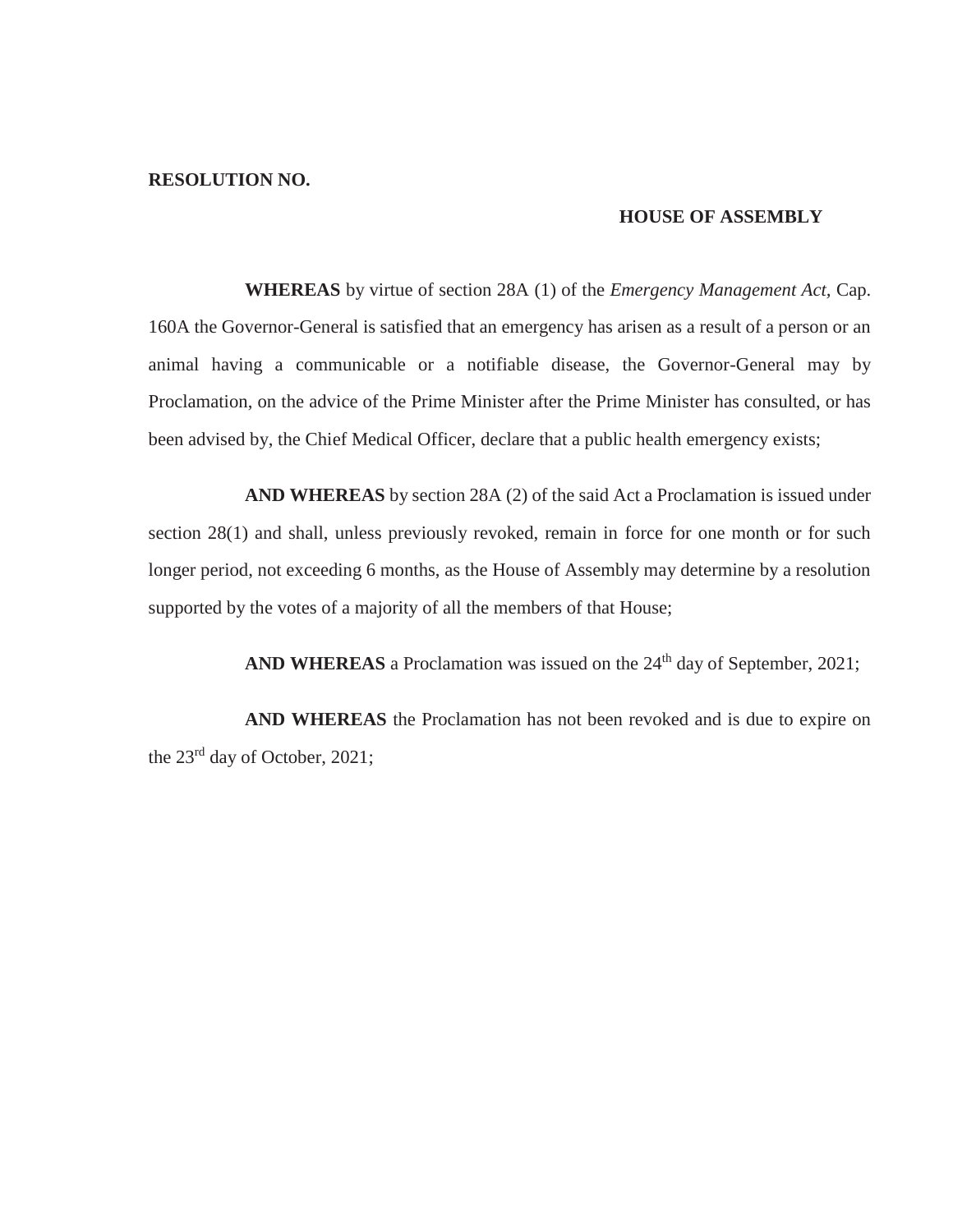**RESOLUTION NO.**

**HOUSE OF ASSEMBLY**

**WHEREAS** by virtue of section 28A (1) of the *Emergency Management Act,* Cap. 160A the Governor-General is satisfied that an emergency has arisen as a result of a person or an animal having a communicable or a notifiable disease, the Governor-General may by Proclamation, on the advice of the Prime Minister after the Prime Minister has consulted, or has been advised by, the Chief Medical Officer, declare that a public health emergency exists;

**AND WHEREAS** by section 28A (2) of the said Act a Proclamation is issued under section 28(1) and shall, unless previously revoked, remain in force for one month or for such longer period, not exceeding 6 months, as the House of Assembly may determine by a resolution supported by the votes of a majority of all the members of that House;

**AND WHEREAS** a Proclamation was issued on the 24th day of September, 2021;

**AND WHEREAS** the Proclamation has not been revoked and is due to expire on the 23rd day of October, 2021;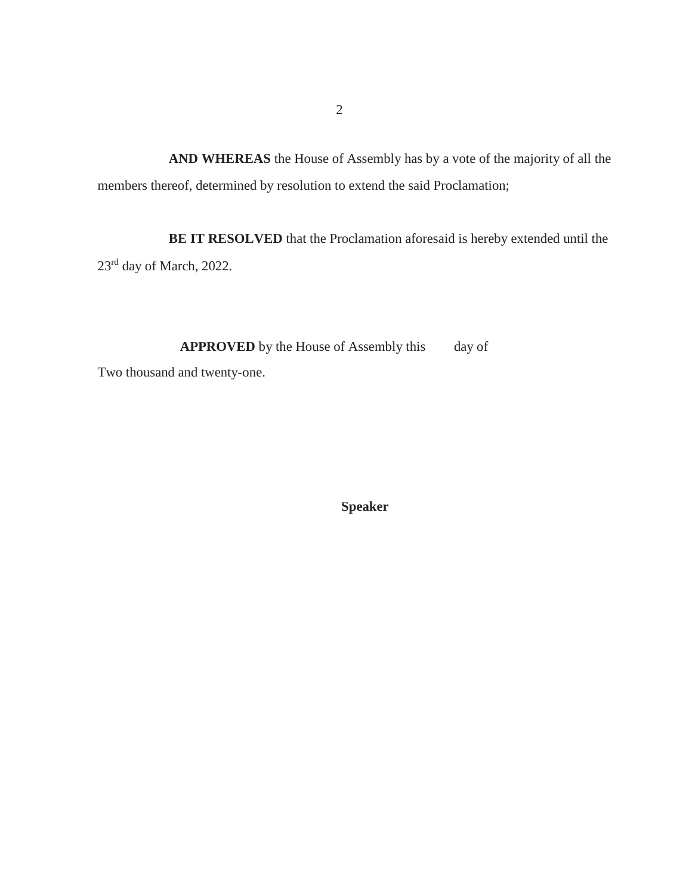**AND WHEREAS** the House of Assembly has by a vote of the majority of all the members thereof, determined by resolution to extend the said Proclamation;

**BE IT RESOLVED** that the Proclamation aforesaid is hereby extended until the 23rd day of March, 2022.

**APPROVED** by the House of Assembly this day of Two thousand and twenty-one.

**Speaker**